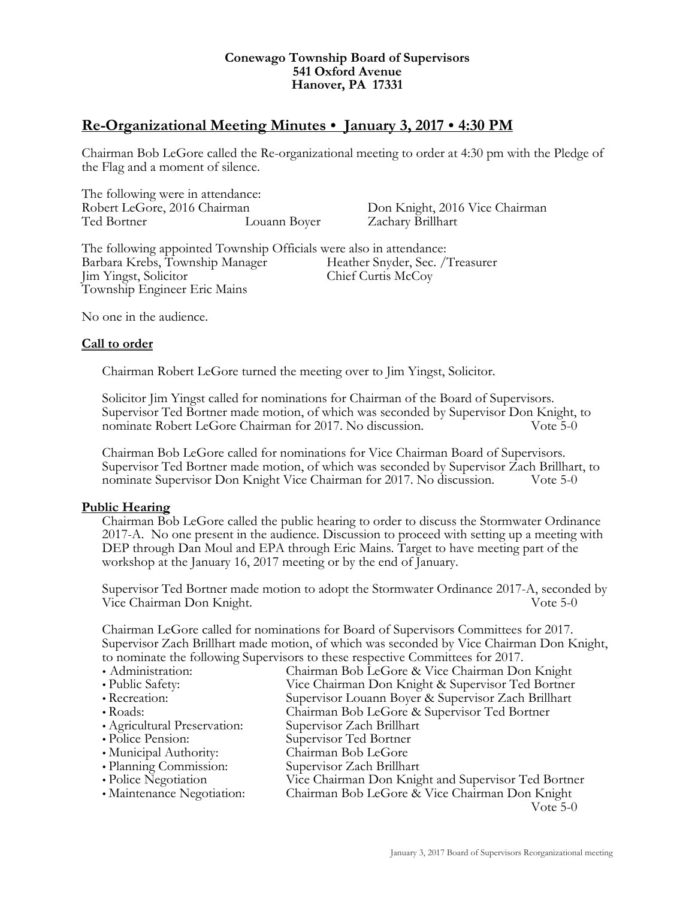**Conewago Township Board of Supervisors**
**541 Oxford Avenue**
**Hanover, PA 17331**

## Re-Organizational Meeting Minutes • January 3, 2017 • 4:30 PM

Chairman Bob LeGore called the Re-organizational meeting to order at 4:30 pm with the Pledge of the Flag and a moment of silence.

The following were in attendance:
Robert LeGore, 2016 Chairman
Don Knight, 2016 Vice Chairman
Ted Bortner
Louann Boyer
Zachary Brillhart

The following appointed Township Officials were also in attendance:
Barbara Krebs, Township Manager
Heather Snyder, Sec. /Treasurer
Jim Yingst, Solicitor
Chief Curtis McCoy
Township Engineer Eric Mains

No one in the audience.

### Call to order

Chairman Robert LeGore turned the meeting over to Jim Yingst, Solicitor.

Solicitor Jim Yingst called for nominations for Chairman of the Board of Supervisors. Supervisor Ted Bortner made motion, of which was seconded by Supervisor Don Knight, to nominate Robert LeGore Chairman for 2017. No discussion. Vote 5-0

Chairman Bob LeGore called for nominations for Vice Chairman Board of Supervisors. Supervisor Ted Bortner made motion, of which was seconded by Supervisor Zach Brillhart, to nominate Supervisor Don Knight Vice Chairman for 2017. No discussion. Vote 5-0

### Public Hearing

Chairman Bob LeGore called the public hearing to order to discuss the Stormwater Ordinance 2017-A. No one present in the audience. Discussion to proceed with setting up a meeting with DEP through Dan Moul and EPA through Eric Mains. Target to have meeting part of the workshop at the January 16, 2017 meeting or by the end of January.

Supervisor Ted Bortner made motion to adopt the Stormwater Ordinance 2017-A, seconded by Vice Chairman Don Knight. Vote 5-0

Chairman LeGore called for nominations for Board of Supervisors Committees for 2017. Supervisor Zach Brillhart made motion, of which was seconded by Vice Chairman Don Knight, to nominate the following Supervisors to these respective Committees for 2017.

- Administration: Chairman Bob LeGore & Vice Chairman Don Knight
- Public Safety: Vice Chairman Don Knight & Supervisor Ted Bortner
- Recreation: Supervisor Louann Boyer & Supervisor Zach Brillhart
- Roads: Chairman Bob LeGore & Supervisor Ted Bortner
- Agricultural Preservation: Supervisor Zach Brillhart
- Police Pension: Supervisor Ted Bortner
- Municipal Authority: Chairman Bob LeGore
- Planning Commission: Supervisor Zach Brillhart
- Police Negotiation Vice Chairman Don Knight and Supervisor Ted Bortner
- Maintenance Negotiation: Chairman Bob LeGore & Vice Chairman Don Knight

Vote 5-0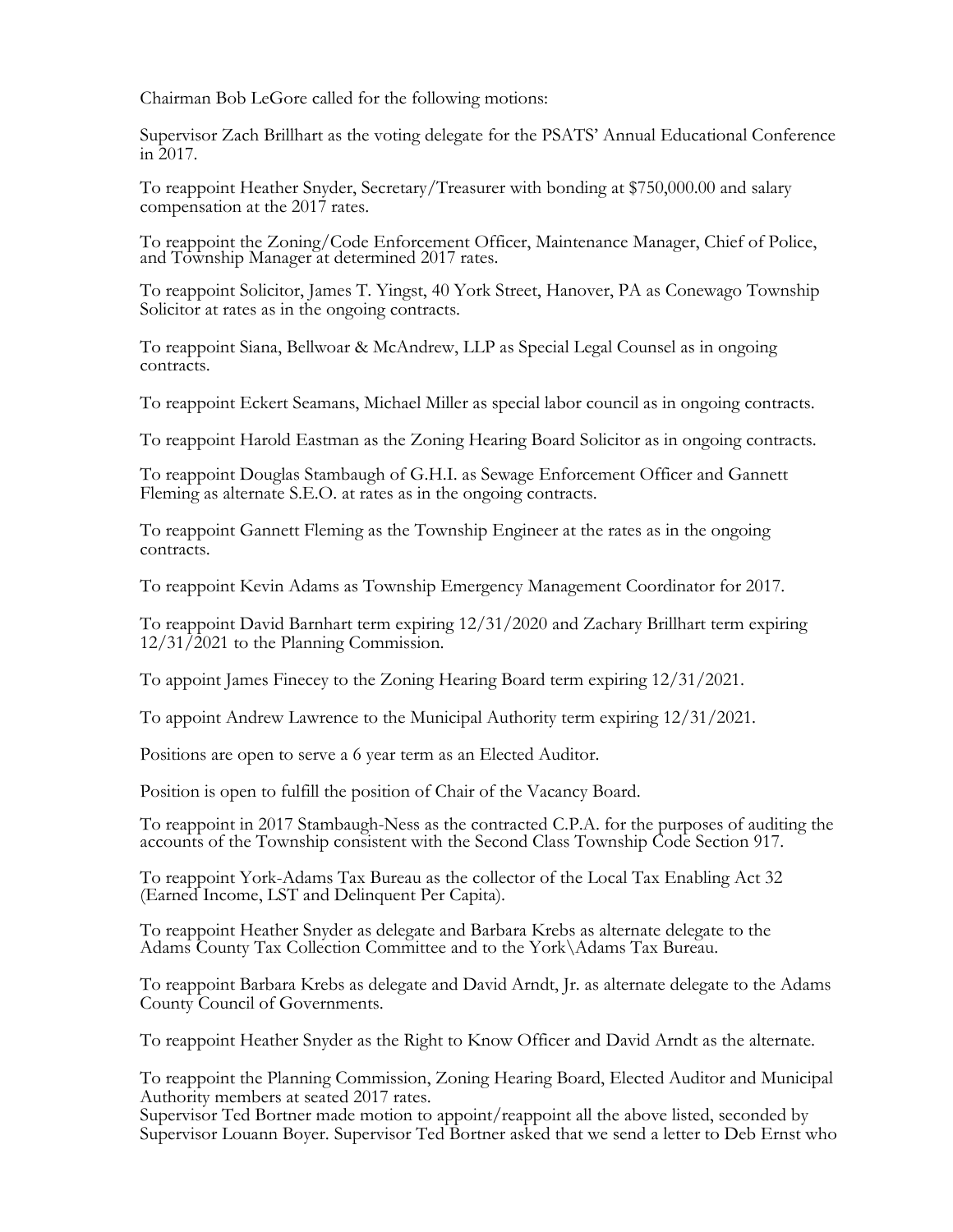Chairman Bob LeGore called for the following motions:

Supervisor Zach Brillhart as the voting delegate for the PSATS' Annual Educational Conference in 2017.

To reappoint Heather Snyder, Secretary/Treasurer with bonding at $750,000.00 and salary compensation at the 2017 rates.

To reappoint the Zoning/Code Enforcement Officer, Maintenance Manager, Chief of Police, and Township Manager at determined 2017 rates.

To reappoint Solicitor, James T. Yingst, 40 York Street, Hanover, PA as Conewago Township Solicitor at rates as in the ongoing contracts.

To reappoint Siana, Bellwoar & McAndrew, LLP as Special Legal Counsel as in ongoing contracts.

To reappoint Eckert Seamans, Michael Miller as special labor council as in ongoing contracts.

To reappoint Harold Eastman as the Zoning Hearing Board Solicitor as in ongoing contracts.

To reappoint Douglas Stambaugh of G.H.I. as Sewage Enforcement Officer and Gannett Fleming as alternate S.E.O. at rates as in the ongoing contracts.

To reappoint Gannett Fleming as the Township Engineer at the rates as in the ongoing contracts.

To reappoint Kevin Adams as Township Emergency Management Coordinator for 2017.

To reappoint David Barnhart term expiring 12/31/2020 and Zachary Brillhart term expiring 12/31/2021 to the Planning Commission.

To appoint James Finecey to the Zoning Hearing Board term expiring 12/31/2021.

To appoint Andrew Lawrence to the Municipal Authority term expiring 12/31/2021.

Positions are open to serve a 6 year term as an Elected Auditor.

Position is open to fulfill the position of Chair of the Vacancy Board.

To reappoint in 2017 Stambaugh-Ness as the contracted C.P.A. for the purposes of auditing the accounts of the Township consistent with the Second Class Township Code Section 917.

To reappoint York-Adams Tax Bureau as the collector of the Local Tax Enabling Act 32 (Earned Income, LST and Delinquent Per Capita).

To reappoint Heather Snyder as delegate and Barbara Krebs as alternate delegate to the Adams County Tax Collection Committee and to the York\Adams Tax Bureau.

To reappoint Barbara Krebs as delegate and David Arndt, Jr. as alternate delegate to the Adams County Council of Governments.

To reappoint Heather Snyder as the Right to Know Officer and David Arndt as the alternate.

To reappoint the Planning Commission, Zoning Hearing Board, Elected Auditor and Municipal Authority members at seated 2017 rates.
Supervisor Ted Bortner made motion to appoint/reappoint all the above listed, seconded by Supervisor Louann Boyer. Supervisor Ted Bortner asked that we send a letter to Deb Ernst who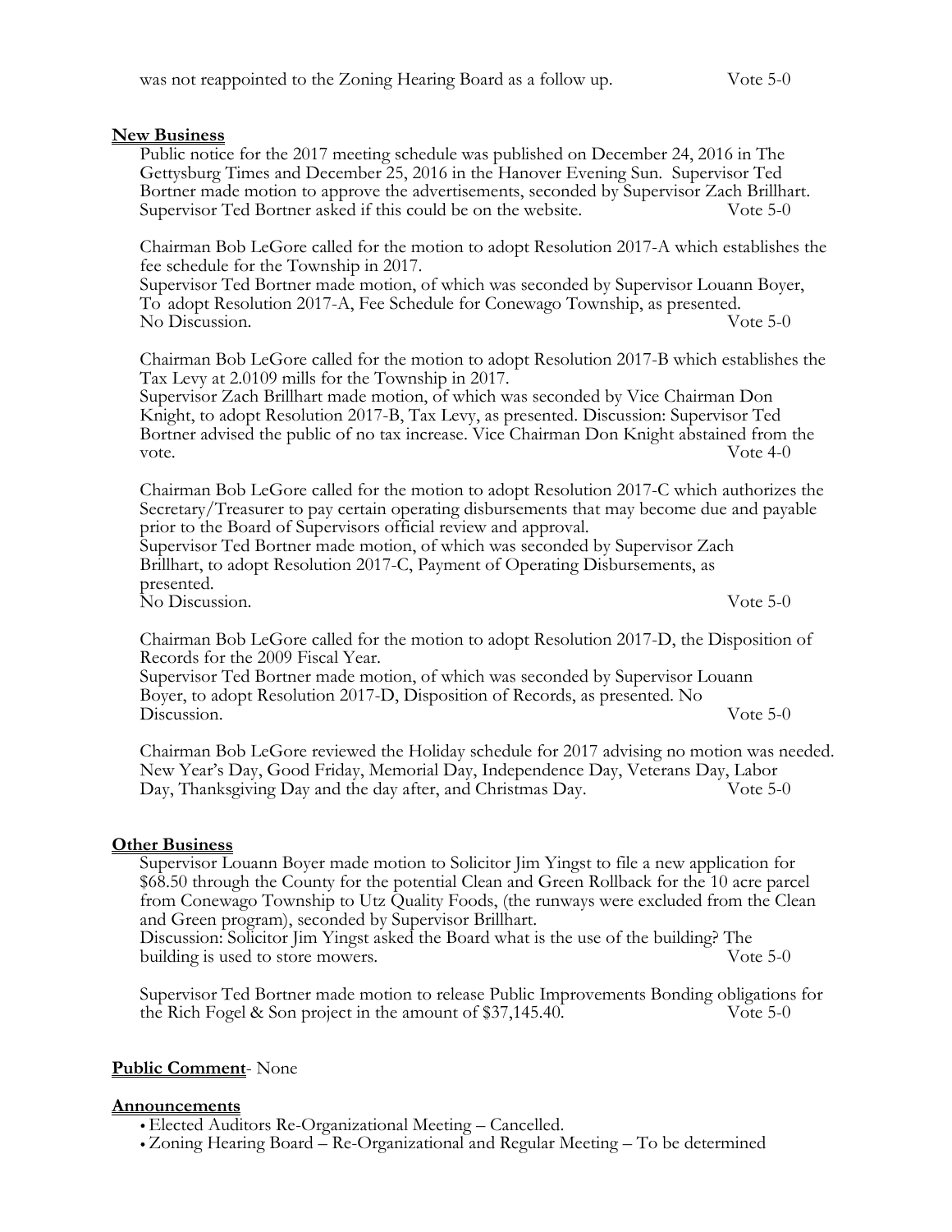was not reappointed to the Zoning Hearing Board as a follow up. Vote 5-0

**New Business**

Public notice for the 2017 meeting schedule was published on December 24, 2016 in The Gettysburg Times and December 25, 2016 in the Hanover Evening Sun. Supervisor Ted Bortner made motion to approve the advertisements, seconded by Supervisor Zach Brillhart. Supervisor Ted Bortner asked if this could be on the website. Vote 5-0

Chairman Bob LeGore called for the motion to adopt Resolution 2017-A which establishes the fee schedule for the Township in 2017.
Supervisor Ted Bortner made motion, of which was seconded by Supervisor Louann Boyer, To adopt Resolution 2017-A, Fee Schedule for Conewago Township, as presented.
No Discussion. Vote 5-0

Chairman Bob LeGore called for the motion to adopt Resolution 2017-B which establishes the Tax Levy at 2.0109 mills for the Township in 2017.
Supervisor Zach Brillhart made motion, of which was seconded by Vice Chairman Don Knight, to adopt Resolution 2017-B, Tax Levy, as presented. Discussion: Supervisor Ted Bortner advised the public of no tax increase. Vice Chairman Don Knight abstained from the vote. Vote 4-0

Chairman Bob LeGore called for the motion to adopt Resolution 2017-C which authorizes the Secretary/Treasurer to pay certain operating disbursements that may become due and payable prior to the Board of Supervisors official review and approval.
Supervisor Ted Bortner made motion, of which was seconded by Supervisor Zach Brillhart, to adopt Resolution 2017-C, Payment of Operating Disbursements, as presented.
No Discussion. Vote 5-0

Chairman Bob LeGore called for the motion to adopt Resolution 2017-D, the Disposition of Records for the 2009 Fiscal Year.
Supervisor Ted Bortner made motion, of which was seconded by Supervisor Louann Boyer, to adopt Resolution 2017-D, Disposition of Records, as presented. No Discussion. Vote 5-0

Chairman Bob LeGore reviewed the Holiday schedule for 2017 advising no motion was needed. New Year's Day, Good Friday, Memorial Day, Independence Day, Veterans Day, Labor Day, Thanksgiving Day and the day after, and Christmas Day. Vote 5-0

**Other Business**

Supervisor Louann Boyer made motion to Solicitor Jim Yingst to file a new application for $68.50 through the County for the potential Clean and Green Rollback for the 10 acre parcel from Conewago Township to Utz Quality Foods, (the runways were excluded from the Clean and Green program), seconded by Supervisor Brillhart.
Discussion: Solicitor Jim Yingst asked the Board what is the use of the building? The building is used to store mowers. Vote 5-0

Supervisor Ted Bortner made motion to release Public Improvements Bonding obligations for the Rich Fogel & Son project in the amount of $37,145.40. Vote 5-0

**Public Comment**- None

**Announcements**

- Elected Auditors Re-Organizational Meeting – Cancelled.
- Zoning Hearing Board – Re-Organizational and Regular Meeting – To be determined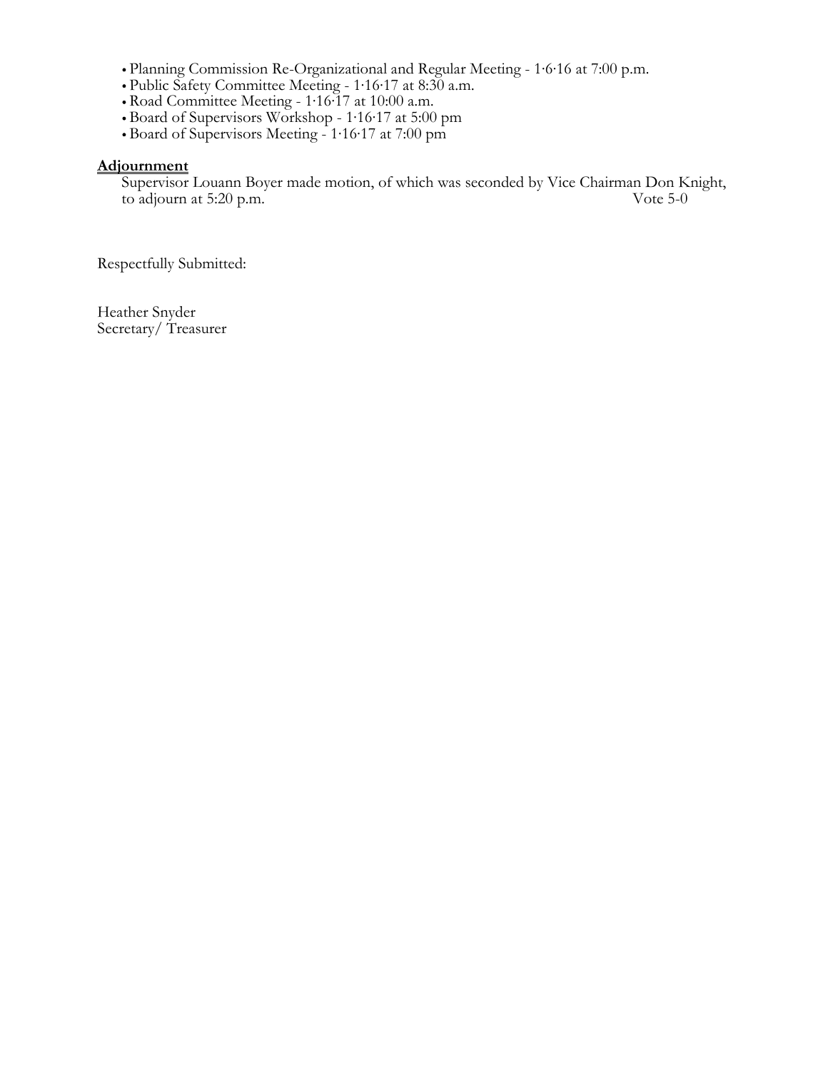- Planning Commission Re-Organizational and Regular Meeting - 1·6·16 at 7:00 p.m.
- Public Safety Committee Meeting - 1·16·17 at 8:30 a.m.
- Road Committee Meeting - 1·16·17 at 10:00 a.m.
- Board of Supervisors Workshop - 1·16·17 at 5:00 pm
- Board of Supervisors Meeting - 1·16·17 at 7:00 pm

**Adjournment**

Supervisor Louann Boyer made motion, of which was seconded by Vice Chairman Don Knight, to adjourn at 5:20 p.m. Vote 5-0

Respectfully Submitted:

Heather Snyder
Secretary/ Treasurer